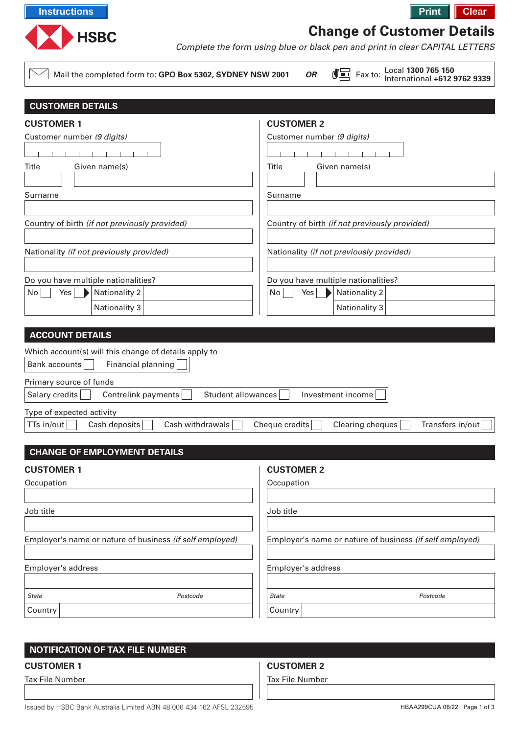Instructions | Print | Clear

HSBC

# Change of Customer Details

*Complete the form using blue or black pen and print in clear CAPITAL LETTERS*

Mail the completed form to: **GPO Box 5302, SYDNEY NSW 2001** ***OR*** Fax to: Local **1300 765 150** International **+612 9762 9339**

## CUSTOMER DETAILS

### CUSTOMER 1

Customer number *(9 digits)*

Title

Given name(s)

Surname

Country of birth *(if not previously provided)*

Nationality *(if not previously provided)*

Do you have multiple nationalities?

No ☐ Yes ☐ ▶ Nationality 2

Nationality 3

### CUSTOMER 2

Customer number *(9 digits)*

Title

Given name(s)

Surname

Country of birth *(if not previously provided)*

Nationality *(if not previously provided)*

Do you have multiple nationalities?

No ☐ Yes ☐ ▶ Nationality 2

Nationality 3

## ACCOUNT DETAILS

Which account(s) will this change of details apply to

Bank accounts ☐ Financial planning ☐

Primary source of funds

Salary credits ☐ Centrelink payments ☐ Student allowances ☐ Investment income ☐

Type of expected activity

TTs in/out ☐ Cash deposits ☐ Cash withdrawals ☐ Cheque credits ☐ Clearing cheques ☐ Transfers in/out ☐

## CHANGE OF EMPLOYMENT DETAILS

### CUSTOMER 1

Occupation

Job title

Employer's name or nature of business *(if self employed)*

Employer's address

*State* *Postcode*

Country

### CUSTOMER 2

Occupation

Job title

Employer's name or nature of business *(if self employed)*

Employer's address

*State* *Postcode*

Country

## NOTIFICATION OF TAX FILE NUMBER

### CUSTOMER 1

Tax File Number

### CUSTOMER 2

Tax File Number

Issued by HSBC Bank Australia Limited ABN 48 006 434 162 AFSL 232595

HBAA299CUA 06/22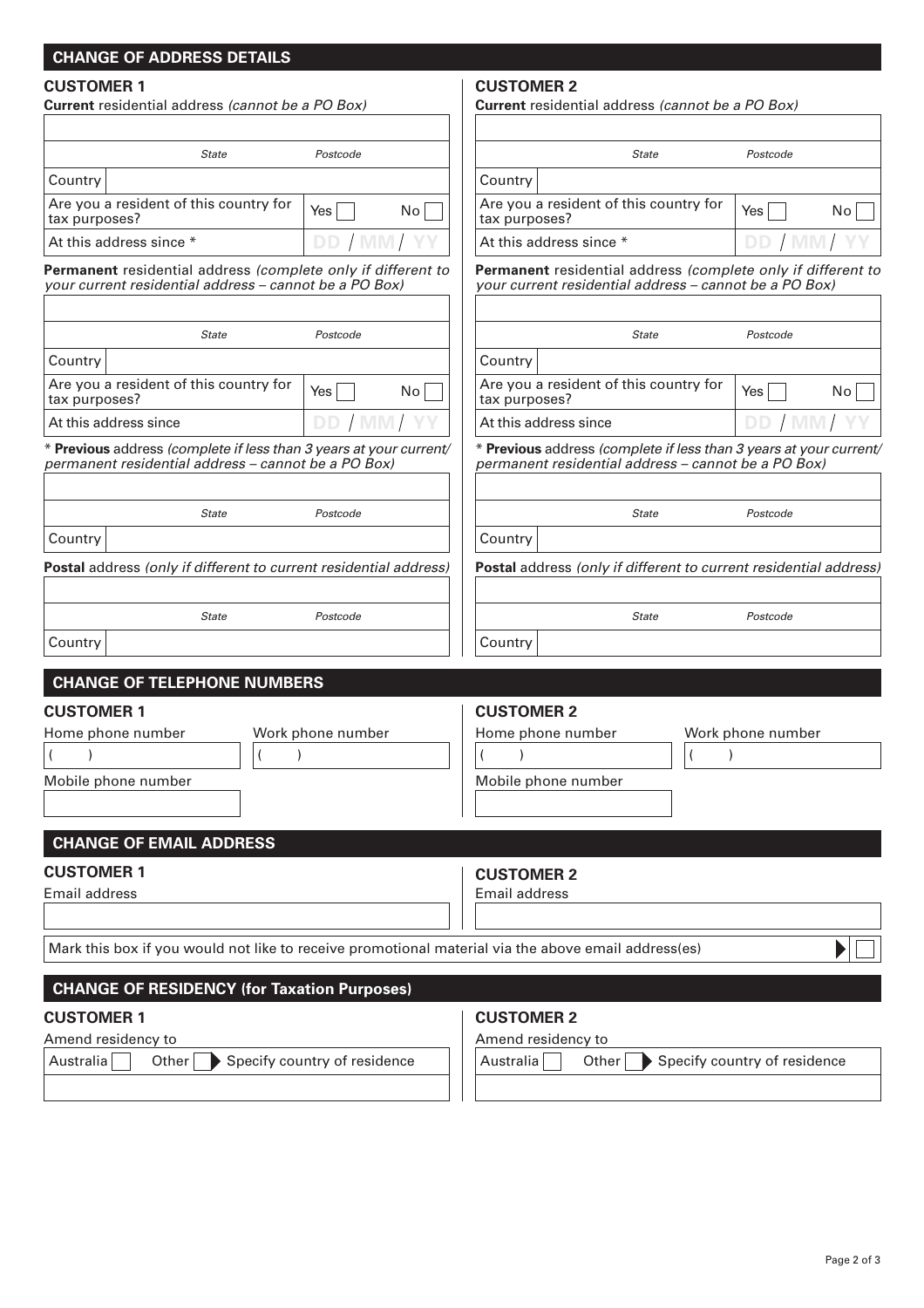## CHANGE OF ADDRESS DETAILS

### CUSTOMER 1

**Current** residential address *(cannot be a PO Box)*

| | | |
|---|---|---|
| | | |
| | *State* | *Postcode* |
| Country | | |
| Are you a resident of this country for tax purposes? | Yes ☐ | No ☐ |
| At this address since * | DD / MM / YY | |

**Permanent** residential address *(complete only if different to your current residential address – cannot be a PO Box)*

| | | |
|---|---|---|
| | | |
| | *State* | *Postcode* |
| Country | | |
| Are you a resident of this country for tax purposes? | Yes ☐ | No ☐ |
| At this address since | DD / MM / YY | |

\* **Previous** address *(complete if less than 3 years at your current/ permanent residential address – cannot be a PO Box)*

| | | |
|---|---|---|
| | | |
| | *State* | *Postcode* |
| Country | | |

**Postal** address *(only if different to current residential address)*

| | | |
|---|---|---|
| | | |
| | *State* | *Postcode* |
| Country | | |

### CUSTOMER 2

**Current** residential address *(cannot be a PO Box)*

| | | |
|---|---|---|
| | | |
| | *State* | *Postcode* |
| Country | | |
| Are you a resident of this country for tax purposes? | Yes ☐ | No ☐ |
| At this address since * | DD / MM / YY | |

**Permanent** residential address *(complete only if different to your current residential address – cannot be a PO Box)*

| | | |
|---|---|---|
| | | |
| | *State* | *Postcode* |
| Country | | |
| Are you a resident of this country for tax purposes? | Yes ☐ | No ☐ |
| At this address since | DD / MM / YY | |

\* **Previous** address *(complete if less than 3 years at your current/ permanent residential address – cannot be a PO Box)*

| | | |
|---|---|---|
| | | |
| | *State* | *Postcode* |
| Country | | |

**Postal** address *(only if different to current residential address)*

| | | |
|---|---|---|
| | | |
| | *State* | *Postcode* |
| Country | | |

## CHANGE OF TELEPHONE NUMBERS

### CUSTOMER 1

Home phone number ( )

Work phone number ( )

Mobile phone number

### CUSTOMER 2

Home phone number ( )

Work phone number ( )

Mobile phone number

## CHANGE OF EMAIL ADDRESS

### CUSTOMER 1

Email address

### CUSTOMER 2

Email address

Mark this box if you would not like to receive promotional material via the above email address(es) ☐

## CHANGE OF RESIDENCY (for Taxation Purposes)

### CUSTOMER 1

Amend residency to

Australia ☐ Other ☐ ▶ Specify country of residence

### CUSTOMER 2

Amend residency to

Australia ☐ Other ☐ ▶ Specify country of residence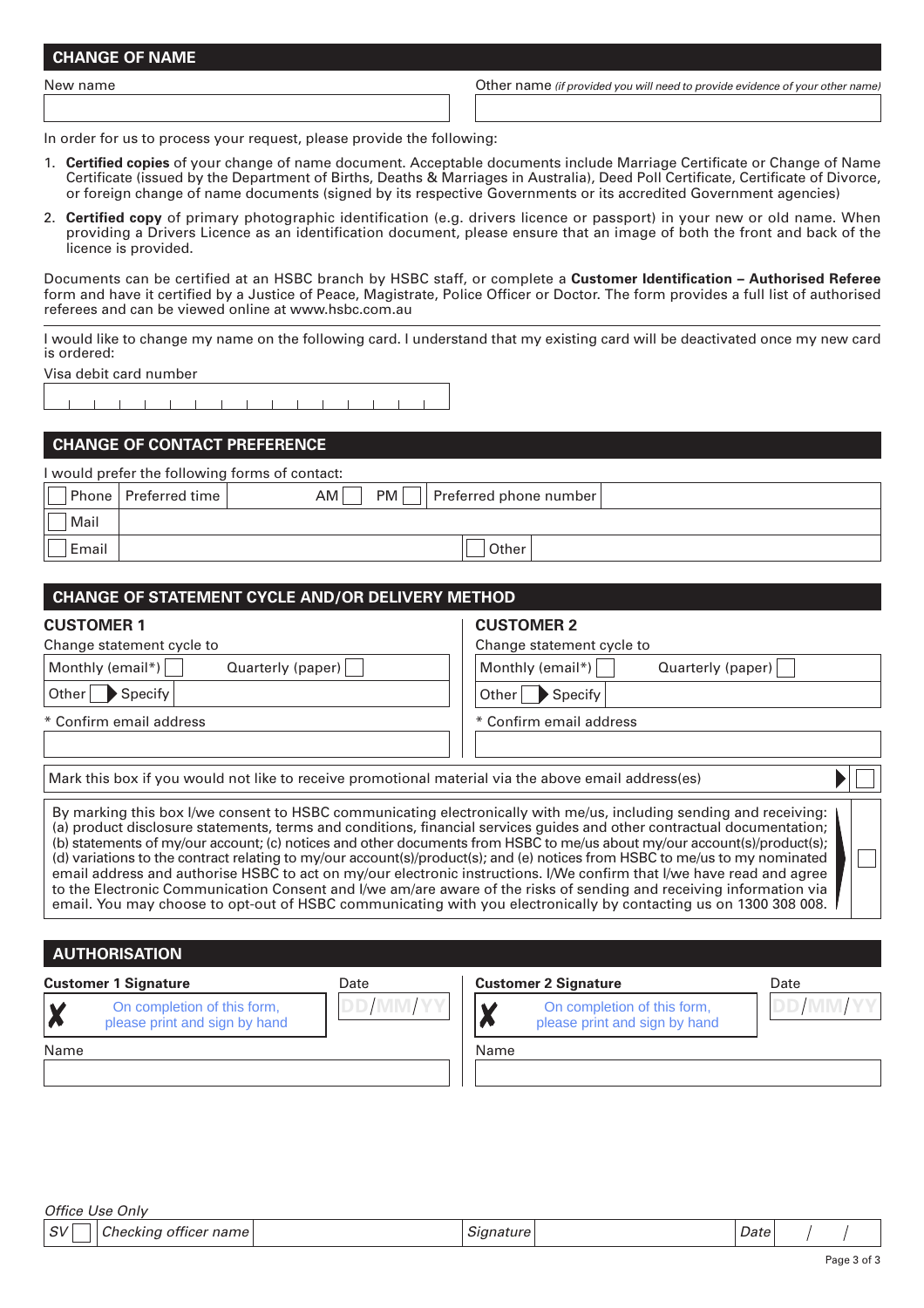## CHANGE OF NAME

New name

Other name *(if provided you will need to provide evidence of your other name)*

In order for us to process your request, please provide the following:

1. **Certified copies** of your change of name document. Acceptable documents include Marriage Certificate or Change of Name Certificate (issued by the Department of Births, Deaths & Marriages in Australia), Deed Poll Certificate, Certificate of Divorce, or foreign change of name documents (signed by its respective Governments or its accredited Government agencies)
2. **Certified copy** of primary photographic identification (e.g. drivers licence or passport) in your new or old name. When providing a Drivers Licence as an identification document, please ensure that an image of both the front and back of the licence is provided.

Documents can be certified at an HSBC branch by HSBC staff, or complete a **Customer Identification – Authorised Referee** form and have it certified by a Justice of Peace, Magistrate, Police Officer or Doctor. The form provides a full list of authorised referees and can be viewed online at www.hsbc.com.au

I would like to change my name on the following card. I understand that my existing card will be deactivated once my new card is ordered:

Visa debit card number

## CHANGE OF CONTACT PREFERENCE

I would prefer the following forms of contact:

| | | | | |
|---|---|---|---|---|
| ☐ Phone | Preferred time | AM ☐ PM ☐ | Preferred phone number | |
| ☐ Mail | | | | |
| ☐ Email | | ☐ Other | | |

## CHANGE OF STATEMENT CYCLE AND/OR DELIVERY METHOD

**CUSTOMER 1**

Change statement cycle to

Monthly (email*) ☐ Quarterly (paper) ☐

Other ☐ Specify

\* Confirm email address

**CUSTOMER 2**

Change statement cycle to

Monthly (email*) ☐ Quarterly (paper) ☐

Other ☐ Specify

\* Confirm email address

Mark this box if you would not like to receive promotional material via the above email address(es) ☐

By marking this box I/we consent to HSBC communicating electronically with me/us, including sending and receiving: (a) product disclosure statements, terms and conditions, financial services guides and other contractual documentation; (b) statements of my/our account; (c) notices and other documents from HSBC to me/us about my/our account(s)/product(s); (d) variations to the contract relating to my/our account(s)/product(s); and (e) notices from HSBC to me/us to my nominated email address and authorise HSBC to act on my/our electronic instructions. I/We confirm that I/we have read and agree to the Electronic Communication Consent and I/we am/are aware of the risks of sending and receiving information via email. You may choose to opt-out of HSBC communicating with you electronically by contacting us on 1300 308 008. ☐

## AUTHORISATION

**Customer 1 Signature**

✗ On completion of this form, please print and sign by hand

Date DD/MM/YY

Name

**Customer 2 Signature**

✗ On completion of this form, please print and sign by hand

Date DD/MM/YY

Name

*Office Use Only*

| | | | | | | |
|---|---|---|---|---|---|---|
| *SV* ☐ | *Checking officer name* | | *Signature* | | *Date* | / / |